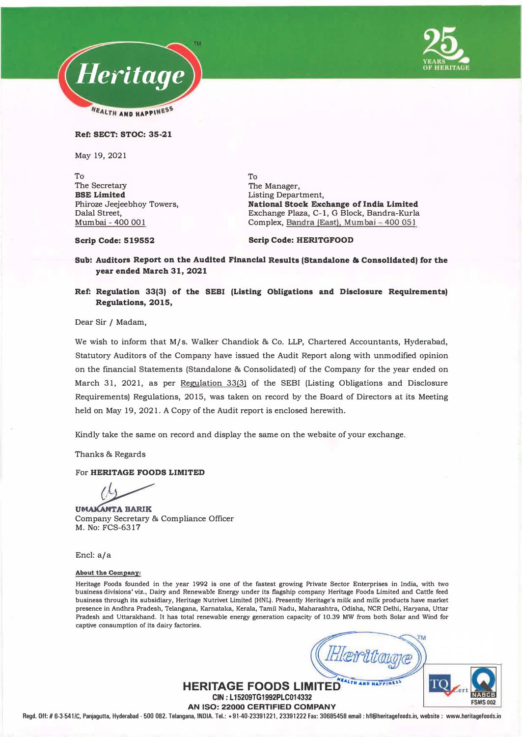Heritage™

HEALTH AND HAPPINESS

25 YEARS OF HERITAGE

**Ref: SECT: STOC: 35-21**

May 19, 2021

To
The Secretary
**BSE Limited**
Phiroze Jeejeebhoy Towers,
Dalal Street,
Mumbai - 400 001

**Scrip Code: 519552**

To
The Manager,
Listing Department,
**National Stock Exchange of India Limited**
Exchange Plaza, C-1, G Block, Bandra-Kurla
Complex, Bandra (East), Mumbai – 400 051

**Scrip Code: HERITGFOOD**

**Sub: Auditors Report on the Audited Financial Results (Standalone & Consolidated) for the year ended March 31, 2021**

**Ref: Regulation 33(3) of the SEBI (Listing Obligations and Disclosure Requirements) Regulations, 2015,**

Dear Sir / Madam,

We wish to inform that M/s. Walker Chandiok & Co. LLP, Chartered Accountants, Hyderabad, Statutory Auditors of the Company have issued the Audit Report along with unmodified opinion on the financial Statements (Standalone & Consolidated) of the Company for the year ended on March 31, 2021, as per Regulation 33(3) of the SEBI (Listing Obligations and Disclosure Requirements) Regulations, 2015, was taken on record by the Board of Directors at its Meeting held on May 19, 2021. A Copy of the Audit report is enclosed herewith.

Kindly take the same on record and display the same on the website of your exchange.

Thanks & Regards

For **HERITAGE FOODS LIMITED**

**UMAKANTA BARIK**
Company Secretary & Compliance Officer
M. No: FCS-6317

Encl: a/a

**About the Company:**

Heritage Foods founded in the year 1992 is one of the fastest growing Private Sector Enterprises in India, with two business divisions' viz., Dairy and Renewable Energy under its flagship company Heritage Foods Limited and Cattle feed business through its subsidiary, Heritage Nutrivet Limited (HNL). Presently Heritage's milk and milk products have market presence in Andhra Pradesh, Telangana, Karnataka, Kerala, Tamil Nadu, Maharashtra, Odisha, NCR Delhi, Haryana, Uttar Pradesh and Uttarakhand. It has total renewable energy generation capacity of 10.39 MW from both Solar and Wind for captive consumption of its dairy factories.

**HERITAGE FOODS LIMITED**
CIN : L15209TG1992PLC014332
AN ISO: 22000 CERTIFIED COMPANY

Regd. Off: # 6-3-541/C, Panjagutta, Hyderabad - 500 082. Telangana, INDIA. Tel.: +91-40-23391221, 23391222 Fax: 30685458 email : hfl@heritagefoods.in, website : www.heritagefoods.in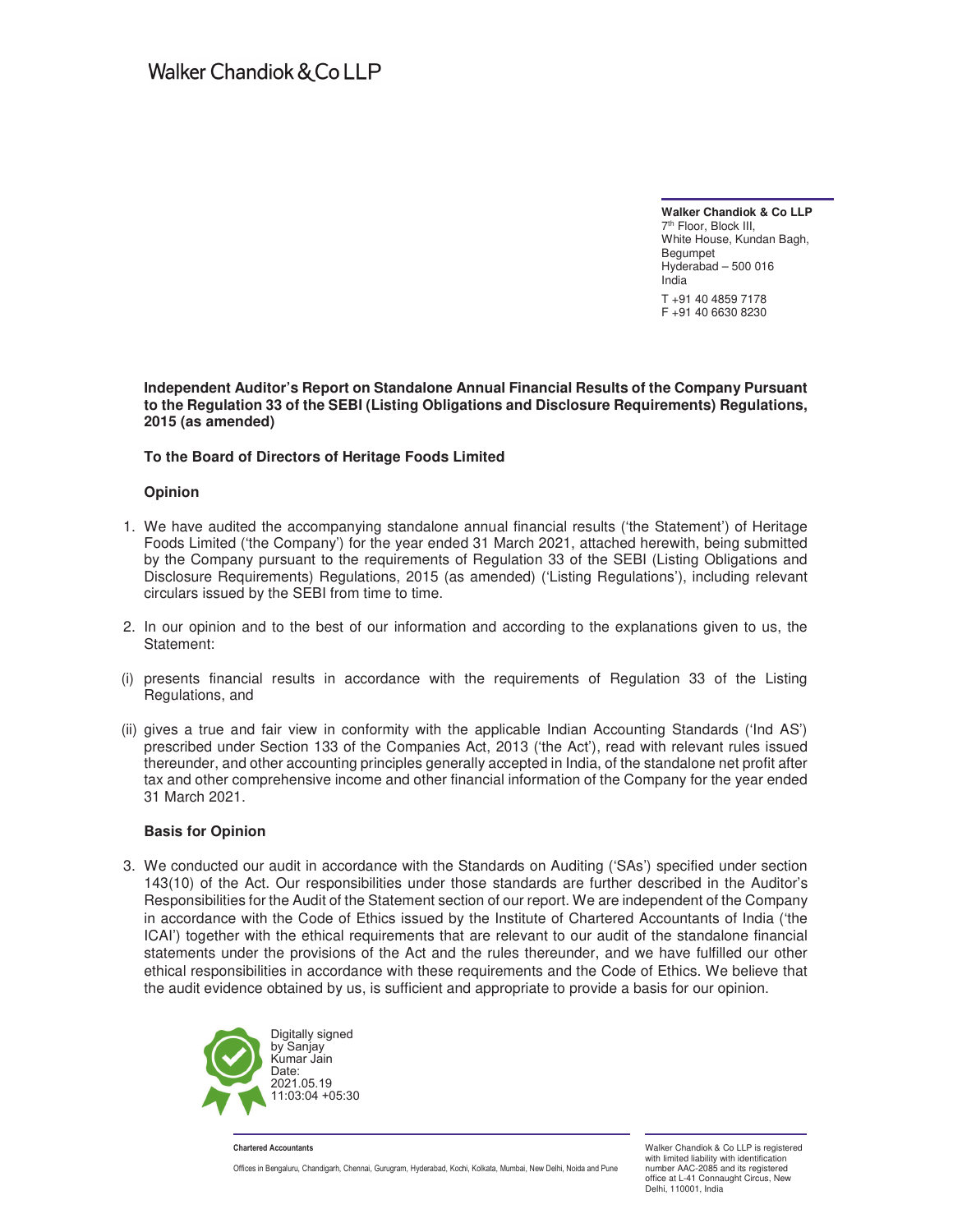Walker Chandiok & Co LLP

**Walker Chandiok & Co LLP**
7th Floor, Block III,
White House, Kundan Bagh,
Begumpet
Hyderabad – 500 016
India

T +91 40 4859 7178
F +91 40 6630 8230

**Independent Auditor's Report on Standalone Annual Financial Results of the Company Pursuant to the Regulation 33 of the SEBI (Listing Obligations and Disclosure Requirements) Regulations, 2015 (as amended)**

**To the Board of Directors of Heritage Foods Limited**

**Opinion**

1. We have audited the accompanying standalone annual financial results ('the Statement') of Heritage Foods Limited ('the Company') for the year ended 31 March 2021, attached herewith, being submitted by the Company pursuant to the requirements of Regulation 33 of the SEBI (Listing Obligations and Disclosure Requirements) Regulations, 2015 (as amended) ('Listing Regulations'), including relevant circulars issued by the SEBI from time to time.

2. In our opinion and to the best of our information and according to the explanations given to us, the Statement:

(i) presents financial results in accordance with the requirements of Regulation 33 of the Listing Regulations, and

(ii) gives a true and fair view in conformity with the applicable Indian Accounting Standards ('Ind AS') prescribed under Section 133 of the Companies Act, 2013 ('the Act'), read with relevant rules issued thereunder, and other accounting principles generally accepted in India, of the standalone net profit after tax and other comprehensive income and other financial information of the Company for the year ended 31 March 2021.

**Basis for Opinion**

3. We conducted our audit in accordance with the Standards on Auditing ('SAs') specified under section 143(10) of the Act. Our responsibilities under those standards are further described in the Auditor's Responsibilities for the Audit of the Statement section of our report. We are independent of the Company in accordance with the Code of Ethics issued by the Institute of Chartered Accountants of India ('the ICAI') together with the ethical requirements that are relevant to our audit of the standalone financial statements under the provisions of the Act and the rules thereunder, and we have fulfilled our other ethical responsibilities in accordance with these requirements and the Code of Ethics. We believe that the audit evidence obtained by us, is sufficient and appropriate to provide a basis for our opinion.

Digitally signed by Sanjay Kumar Jain
Date: 2021.05.19 11:03:04 +05:30

**Chartered Accountants**

Offices in Bengaluru, Chandigarh, Chennai, Gurugram, Hyderabad, Kochi, Kolkata, Mumbai, New Delhi, Noida and Pune

Walker Chandiok & Co LLP is registered with limited liability with identification number AAC-2085 and its registered office at L-41 Connaught Circus, New Delhi, 110001, India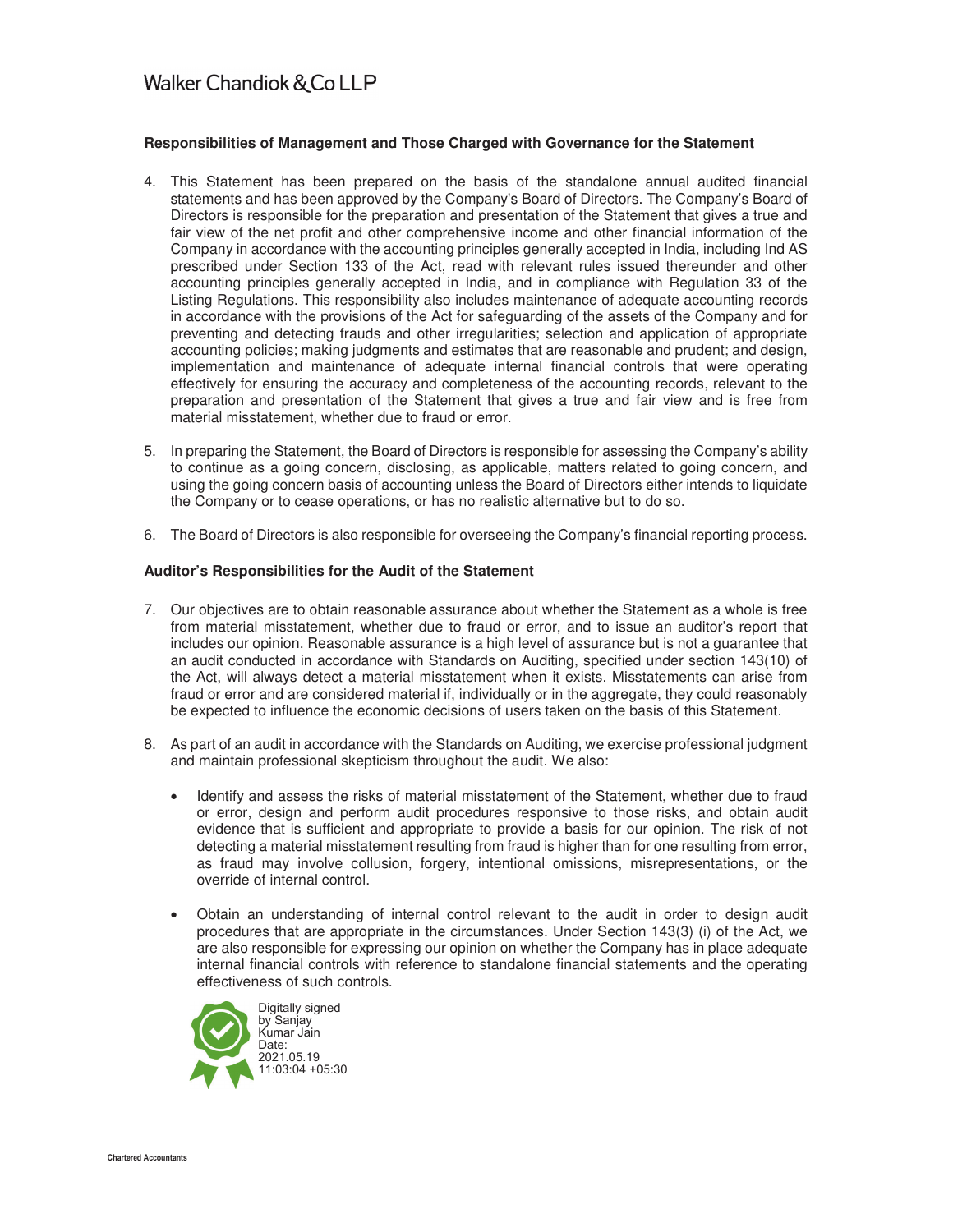**Responsibilities of Management and Those Charged with Governance for the Statement**

4. This Statement has been prepared on the basis of the standalone annual audited financial statements and has been approved by the Company's Board of Directors. The Company's Board of Directors is responsible for the preparation and presentation of the Statement that gives a true and fair view of the net profit and other comprehensive income and other financial information of the Company in accordance with the accounting principles generally accepted in India, including Ind AS prescribed under Section 133 of the Act, read with relevant rules issued thereunder and other accounting principles generally accepted in India, and in compliance with Regulation 33 of the Listing Regulations. This responsibility also includes maintenance of adequate accounting records in accordance with the provisions of the Act for safeguarding of the assets of the Company and for preventing and detecting frauds and other irregularities; selection and application of appropriate accounting policies; making judgments and estimates that are reasonable and prudent; and design, implementation and maintenance of adequate internal financial controls that were operating effectively for ensuring the accuracy and completeness of the accounting records, relevant to the preparation and presentation of the Statement that gives a true and fair view and is free from material misstatement, whether due to fraud or error.

5. In preparing the Statement, the Board of Directors is responsible for assessing the Company's ability to continue as a going concern, disclosing, as applicable, matters related to going concern, and using the going concern basis of accounting unless the Board of Directors either intends to liquidate the Company or to cease operations, or has no realistic alternative but to do so.

6. The Board of Directors is also responsible for overseeing the Company's financial reporting process.

**Auditor's Responsibilities for the Audit of the Statement**

7. Our objectives are to obtain reasonable assurance about whether the Statement as a whole is free from material misstatement, whether due to fraud or error, and to issue an auditor's report that includes our opinion. Reasonable assurance is a high level of assurance but is not a guarantee that an audit conducted in accordance with Standards on Auditing, specified under section 143(10) of the Act, will always detect a material misstatement when it exists. Misstatements can arise from fraud or error and are considered material if, individually or in the aggregate, they could reasonably be expected to influence the economic decisions of users taken on the basis of this Statement.

8. As part of an audit in accordance with the Standards on Auditing, we exercise professional judgment and maintain professional skepticism throughout the audit. We also:

   - Identify and assess the risks of material misstatement of the Statement, whether due to fraud or error, design and perform audit procedures responsive to those risks, and obtain audit evidence that is sufficient and appropriate to provide a basis for our opinion. The risk of not detecting a material misstatement resulting from fraud is higher than for one resulting from error, as fraud may involve collusion, forgery, intentional omissions, misrepresentations, or the override of internal control.

   - Obtain an understanding of internal control relevant to the audit in order to design audit procedures that are appropriate in the circumstances. Under Section 143(3) (i) of the Act, we are also responsible for expressing our opinion on whether the Company has in place adequate internal financial controls with reference to standalone financial statements and the operating effectiveness of such controls.

Digitally signed by Sanjay Kumar Jain
Date: 2021.05.19 11:03:04 +05:30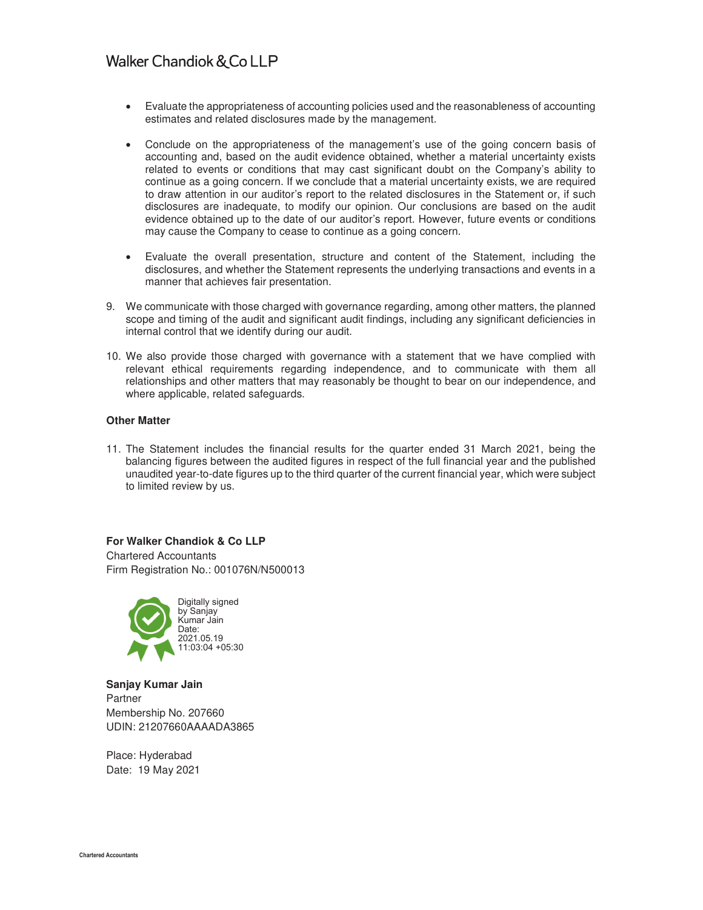- Evaluate the appropriateness of accounting policies used and the reasonableness of accounting estimates and related disclosures made by the management.

- Conclude on the appropriateness of the management's use of the going concern basis of accounting and, based on the audit evidence obtained, whether a material uncertainty exists related to events or conditions that may cast significant doubt on the Company's ability to continue as a going concern. If we conclude that a material uncertainty exists, we are required to draw attention in our auditor's report to the related disclosures in the Statement or, if such disclosures are inadequate, to modify our opinion. Our conclusions are based on the audit evidence obtained up to the date of our auditor's report. However, future events or conditions may cause the Company to cease to continue as a going concern.

- Evaluate the overall presentation, structure and content of the Statement, including the disclosures, and whether the Statement represents the underlying transactions and events in a manner that achieves fair presentation.

9. We communicate with those charged with governance regarding, among other matters, the planned scope and timing of the audit and significant audit findings, including any significant deficiencies in internal control that we identify during our audit.

10. We also provide those charged with governance with a statement that we have complied with relevant ethical requirements regarding independence, and to communicate with them all relationships and other matters that may reasonably be thought to bear on our independence, and where applicable, related safeguards.

**Other Matter**

11. The Statement includes the financial results for the quarter ended 31 March 2021, being the balancing figures between the audited figures in respect of the full financial year and the published unaudited year-to-date figures up to the third quarter of the current financial year, which were subject to limited review by us.

**For Walker Chandiok & Co LLP**
Chartered Accountants
Firm Registration No.: 001076N/N500013

Digitally signed by Sanjay Kumar Jain
Date: 2021.05.19 11:03:04 +05:30

**Sanjay Kumar Jain**
Partner
Membership No. 207660
UDIN: 21207660AAAADA3865

Place: Hyderabad
Date: 19 May 2021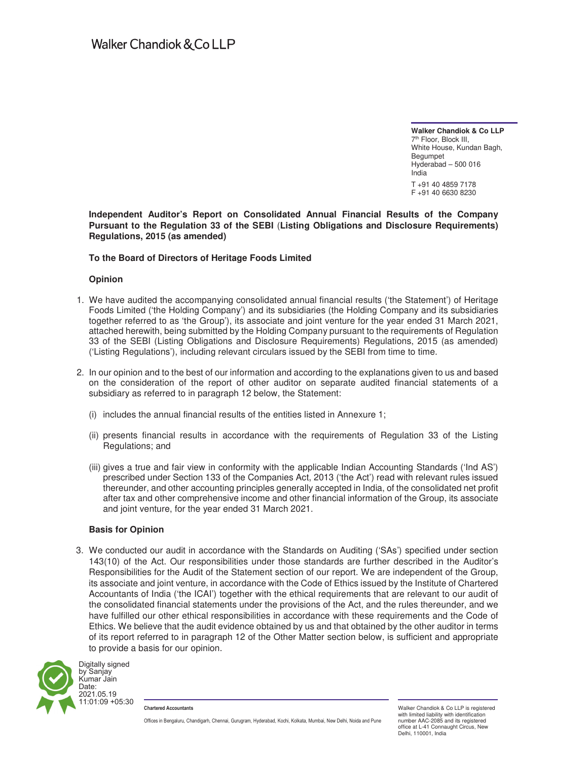Walker Chandiok & Co LLP

**Walker Chandiok & Co LLP**
7th Floor, Block III,
White House, Kundan Bagh,
Begumpet
Hyderabad – 500 016
India

T +91 40 4859 7178
F +91 40 6630 8230

**Independent Auditor's Report on Consolidated Annual Financial Results of the Company Pursuant to the Regulation 33 of the SEBI (Listing Obligations and Disclosure Requirements) Regulations, 2015 (as amended)**

**To the Board of Directors of Heritage Foods Limited**

**Opinion**

1. We have audited the accompanying consolidated annual financial results ('the Statement') of Heritage Foods Limited ('the Holding Company') and its subsidiaries (the Holding Company and its subsidiaries together referred to as 'the Group'), its associate and joint venture for the year ended 31 March 2021, attached herewith, being submitted by the Holding Company pursuant to the requirements of Regulation 33 of the SEBI (Listing Obligations and Disclosure Requirements) Regulations, 2015 (as amended) ('Listing Regulations'), including relevant circulars issued by the SEBI from time to time.

2. In our opinion and to the best of our information and according to the explanations given to us and based on the consideration of the report of other auditor on separate audited financial statements of a subsidiary as referred to in paragraph 12 below, the Statement:

   (i) includes the annual financial results of the entities listed in Annexure 1;

   (ii) presents financial results in accordance with the requirements of Regulation 33 of the Listing Regulations; and

   (iii) gives a true and fair view in conformity with the applicable Indian Accounting Standards ('Ind AS') prescribed under Section 133 of the Companies Act, 2013 ('the Act') read with relevant rules issued thereunder, and other accounting principles generally accepted in India, of the consolidated net profit after tax and other comprehensive income and other financial information of the Group, its associate and joint venture, for the year ended 31 March 2021.

**Basis for Opinion**

3. We conducted our audit in accordance with the Standards on Auditing ('SAs') specified under section 143(10) of the Act. Our responsibilities under those standards are further described in the Auditor's Responsibilities for the Audit of the Statement section of our report. We are independent of the Group, its associate and joint venture, in accordance with the Code of Ethics issued by the Institute of Chartered Accountants of India ('the ICAI') together with the ethical requirements that are relevant to our audit of the consolidated financial statements under the provisions of the Act, and the rules thereunder, and we have fulfilled our other ethical responsibilities in accordance with these requirements and the Code of Ethics. We believe that the audit evidence obtained by us and that obtained by the other auditor in terms of its report referred to in paragraph 12 of the Other Matter section below, is sufficient and appropriate to provide a basis for our opinion.

Digitally signed by Sanjay Kumar Jain
Date: 2021.05.19 11:01:09 +05:30

**Chartered Accountants**

Offices in Bengaluru, Chandigarh, Chennai, Gurugram, Hyderabad, Kochi, Kolkata, Mumbai, New Delhi, Noida and Pune

Walker Chandiok & Co LLP is registered with limited liability with identification number AAC-2085 and its registered office at L-41 Connaught Circus, New Delhi, 110001, India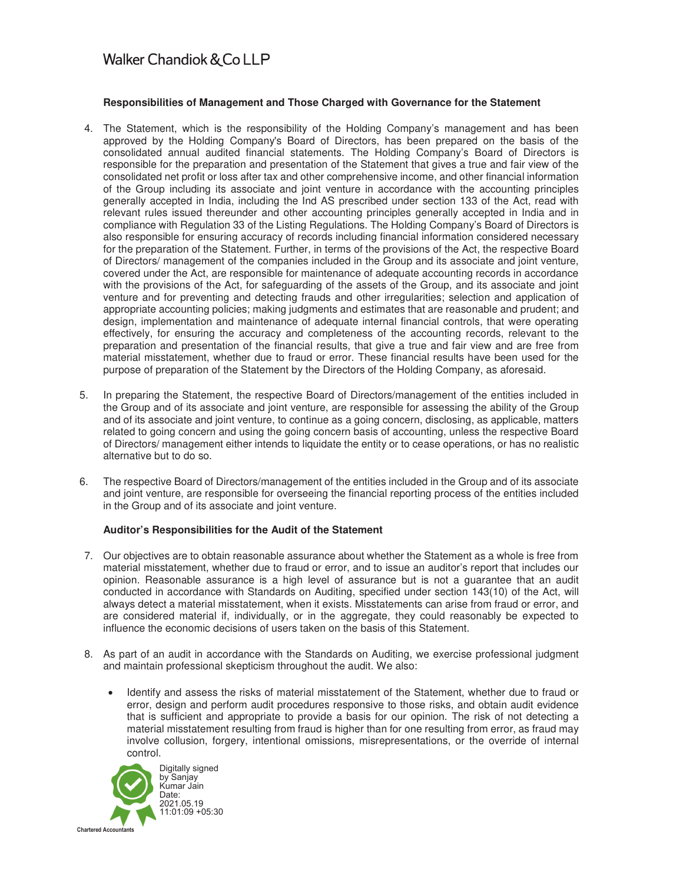### Responsibilities of Management and Those Charged with Governance for the Statement

4. The Statement, which is the responsibility of the Holding Company's management and has been approved by the Holding Company's Board of Directors, has been prepared on the basis of the consolidated annual audited financial statements. The Holding Company's Board of Directors is responsible for the preparation and presentation of the Statement that gives a true and fair view of the consolidated net profit or loss after tax and other comprehensive income, and other financial information of the Group including its associate and joint venture in accordance with the accounting principles generally accepted in India, including the Ind AS prescribed under section 133 of the Act, read with relevant rules issued thereunder and other accounting principles generally accepted in India and in compliance with Regulation 33 of the Listing Regulations. The Holding Company's Board of Directors is also responsible for ensuring accuracy of records including financial information considered necessary for the preparation of the Statement. Further, in terms of the provisions of the Act, the respective Board of Directors/ management of the companies included in the Group and its associate and joint venture, covered under the Act, are responsible for maintenance of adequate accounting records in accordance with the provisions of the Act, for safeguarding of the assets of the Group, and its associate and joint venture and for preventing and detecting frauds and other irregularities; selection and application of appropriate accounting policies; making judgments and estimates that are reasonable and prudent; and design, implementation and maintenance of adequate internal financial controls, that were operating effectively, for ensuring the accuracy and completeness of the accounting records, relevant to the preparation and presentation of the financial results, that give a true and fair view and are free from material misstatement, whether due to fraud or error. These financial results have been used for the purpose of preparation of the Statement by the Directors of the Holding Company, as aforesaid.

5. In preparing the Statement, the respective Board of Directors/management of the entities included in the Group and of its associate and joint venture, are responsible for assessing the ability of the Group and of its associate and joint venture, to continue as a going concern, disclosing, as applicable, matters related to going concern and using the going concern basis of accounting, unless the respective Board of Directors/ management either intends to liquidate the entity or to cease operations, or has no realistic alternative but to do so.

6. The respective Board of Directors/management of the entities included in the Group and of its associate and joint venture, are responsible for overseeing the financial reporting process of the entities included in the Group and of its associate and joint venture.

### Auditor's Responsibilities for the Audit of the Statement

7. Our objectives are to obtain reasonable assurance about whether the Statement as a whole is free from material misstatement, whether due to fraud or error, and to issue an auditor's report that includes our opinion. Reasonable assurance is a high level of assurance but is not a guarantee that an audit conducted in accordance with Standards on Auditing, specified under section 143(10) of the Act, will always detect a material misstatement, when it exists. Misstatements can arise from fraud or error, and are considered material if, individually, or in the aggregate, they could reasonably be expected to influence the economic decisions of users taken on the basis of this Statement.

8. As part of an audit in accordance with the Standards on Auditing, we exercise professional judgment and maintain professional skepticism throughout the audit. We also:

   - Identify and assess the risks of material misstatement of the Statement, whether due to fraud or error, design and perform audit procedures responsive to those risks, and obtain audit evidence that is sufficient and appropriate to provide a basis for our opinion. The risk of not detecting a material misstatement resulting from fraud is higher than for one resulting from error, as fraud may involve collusion, forgery, intentional omissions, misrepresentations, or the override of internal control.

Digitally signed by Sanjay Kumar Jain
Date: 2021.05.19 11:01:09 +05:30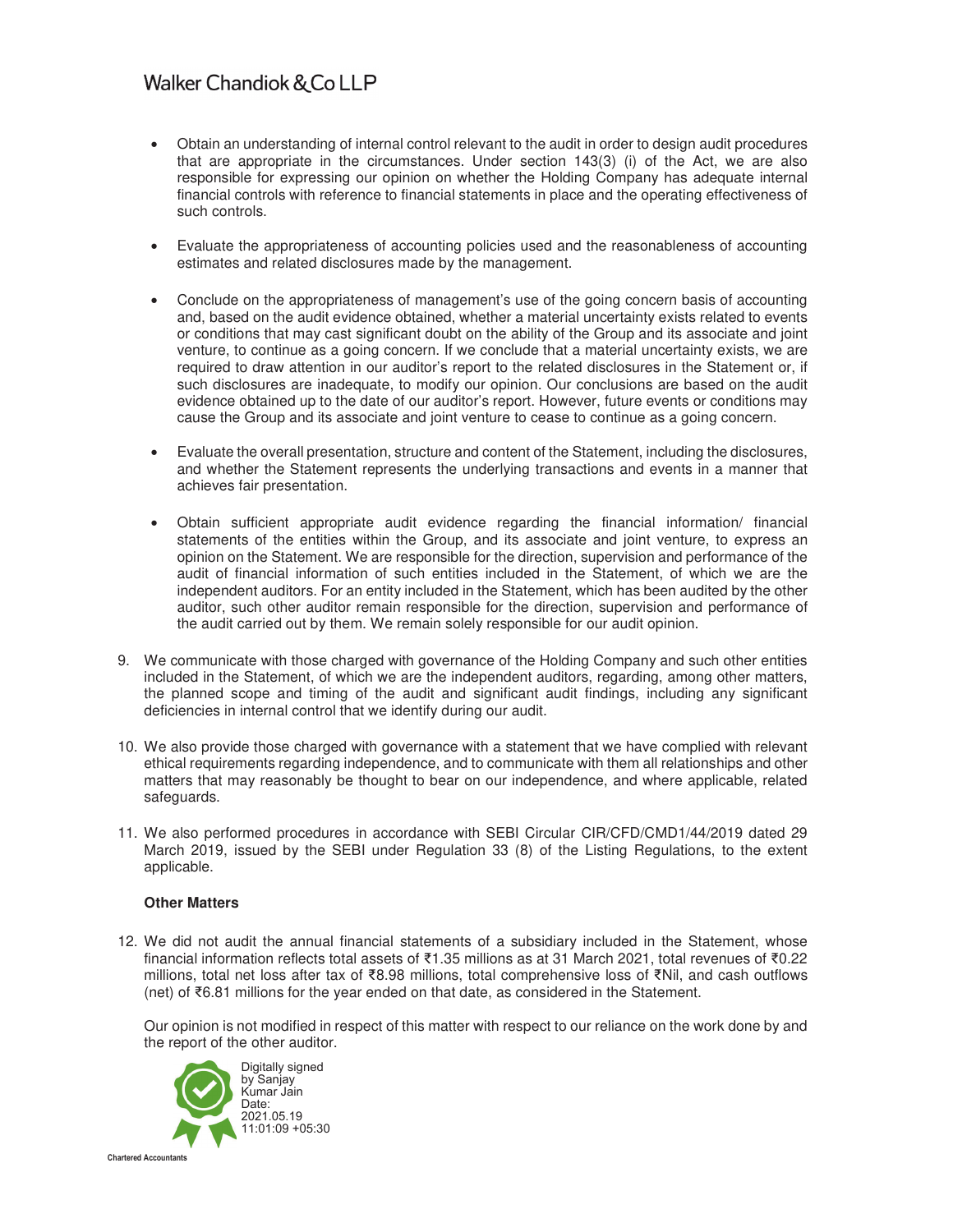- Obtain an understanding of internal control relevant to the audit in order to design audit procedures that are appropriate in the circumstances. Under section 143(3) (i) of the Act, we are also responsible for expressing our opinion on whether the Holding Company has adequate internal financial controls with reference to financial statements in place and the operating effectiveness of such controls.

- Evaluate the appropriateness of accounting policies used and the reasonableness of accounting estimates and related disclosures made by the management.

- Conclude on the appropriateness of management's use of the going concern basis of accounting and, based on the audit evidence obtained, whether a material uncertainty exists related to events or conditions that may cast significant doubt on the ability of the Group and its associate and joint venture, to continue as a going concern. If we conclude that a material uncertainty exists, we are required to draw attention in our auditor's report to the related disclosures in the Statement or, if such disclosures are inadequate, to modify our opinion. Our conclusions are based on the audit evidence obtained up to the date of our auditor's report. However, future events or conditions may cause the Group and its associate and joint venture to cease to continue as a going concern.

- Evaluate the overall presentation, structure and content of the Statement, including the disclosures, and whether the Statement represents the underlying transactions and events in a manner that achieves fair presentation.

- Obtain sufficient appropriate audit evidence regarding the financial information/ financial statements of the entities within the Group, and its associate and joint venture, to express an opinion on the Statement. We are responsible for the direction, supervision and performance of the audit of financial information of such entities included in the Statement, of which we are the independent auditors. For an entity included in the Statement, which has been audited by the other auditor, such other auditor remain responsible for the direction, supervision and performance of the audit carried out by them. We remain solely responsible for our audit opinion.

9. We communicate with those charged with governance of the Holding Company and such other entities included in the Statement, of which we are the independent auditors, regarding, among other matters, the planned scope and timing of the audit and significant audit findings, including any significant deficiencies in internal control that we identify during our audit.

10. We also provide those charged with governance with a statement that we have complied with relevant ethical requirements regarding independence, and to communicate with them all relationships and other matters that may reasonably be thought to bear on our independence, and where applicable, related safeguards.

11. We also performed procedures in accordance with SEBI Circular CIR/CFD/CMD1/44/2019 dated 29 March 2019, issued by the SEBI under Regulation 33 (8) of the Listing Regulations, to the extent applicable.

**Other Matters**

12. We did not audit the annual financial statements of a subsidiary included in the Statement, whose financial information reflects total assets of ₹1.35 millions as at 31 March 2021, total revenues of ₹0.22 millions, total net loss after tax of ₹8.98 millions, total comprehensive loss of ₹Nil, and cash outflows (net) of ₹6.81 millions for the year ended on that date, as considered in the Statement.

Our opinion is not modified in respect of this matter with respect to our reliance on the work done by and the report of the other auditor.

Digitally signed by Sanjay Kumar Jain
Date: 2021.05.19 11:01:09 +05:30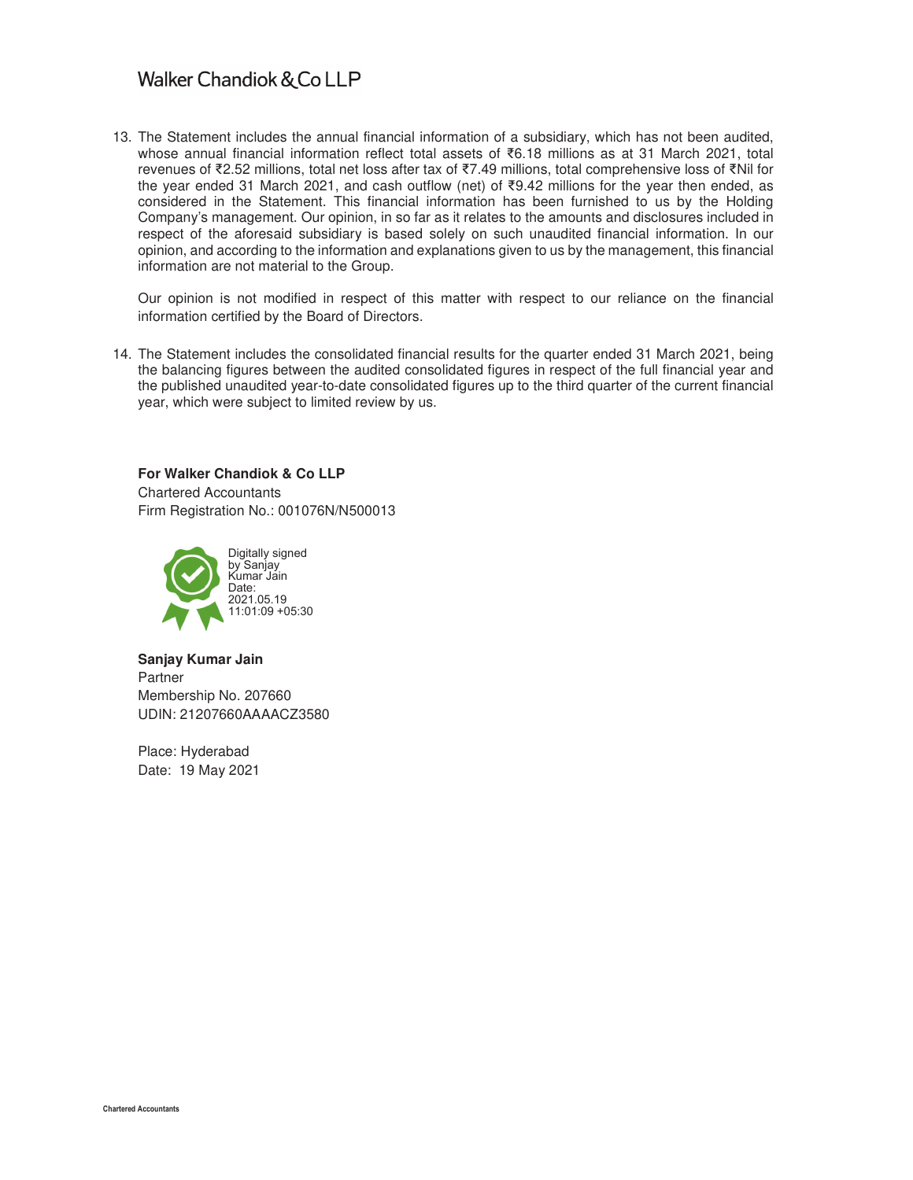13. The Statement includes the annual financial information of a subsidiary, which has not been audited, whose annual financial information reflect total assets of ₹6.18 millions as at 31 March 2021, total revenues of ₹2.52 millions, total net loss after tax of ₹7.49 millions, total comprehensive loss of ₹Nil for the year ended 31 March 2021, and cash outflow (net) of ₹9.42 millions for the year then ended, as considered in the Statement. This financial information has been furnished to us by the Holding Company's management. Our opinion, in so far as it relates to the amounts and disclosures included in respect of the aforesaid subsidiary is based solely on such unaudited financial information. In our opinion, and according to the information and explanations given to us by the management, this financial information are not material to the Group.

    Our opinion is not modified in respect of this matter with respect to our reliance on the financial information certified by the Board of Directors.

14. The Statement includes the consolidated financial results for the quarter ended 31 March 2021, being the balancing figures between the audited consolidated figures in respect of the full financial year and the published unaudited year-to-date consolidated figures up to the third quarter of the current financial year, which were subject to limited review by us.

**For Walker Chandiok & Co LLP**
Chartered Accountants
Firm Registration No.: 001076N/N500013

Digitally signed by Sanjay Kumar Jain
Date: 2021.05.19 11:01:09 +05:30

**Sanjay Kumar Jain**
Partner
Membership No. 207660
UDIN: 21207660AAAACZ3580

Place: Hyderabad
Date: 19 May 2021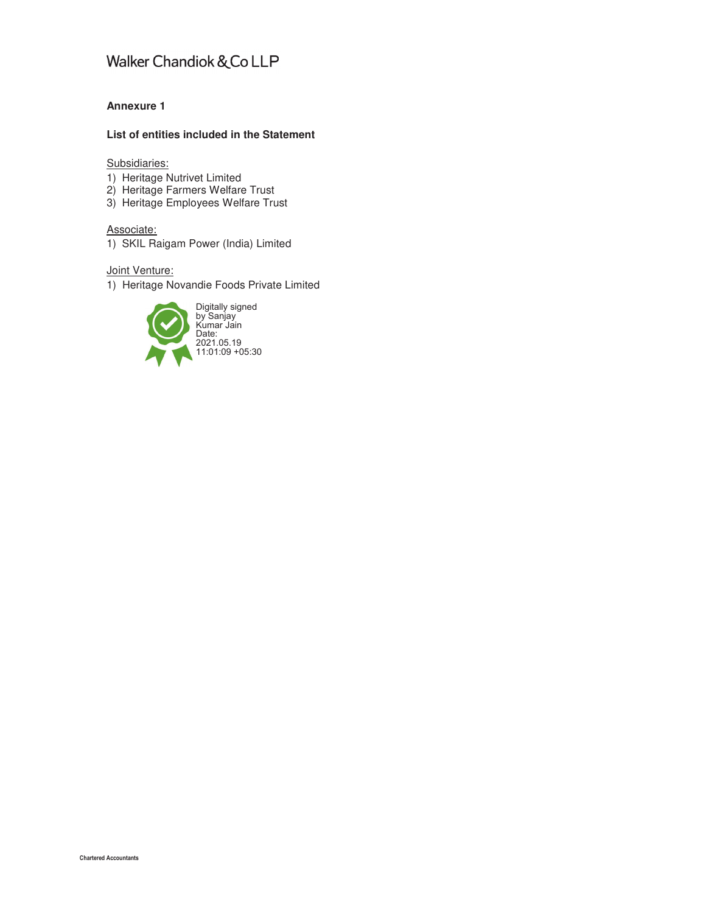Walker Chandiok & Co LLP

**Annexure 1**

**List of entities included in the Statement**

Subsidiaries:

1) Heritage Nutrivet Limited
2) Heritage Farmers Welfare Trust
3) Heritage Employees Welfare Trust

Associate:

1) SKIL Raigam Power (India) Limited

Joint Venture:

1) Heritage Novandie Foods Private Limited

Digitally signed by Sanjay Kumar Jain
Date: 2021.05.19 11:01:09 +05:30

Chartered Accountants